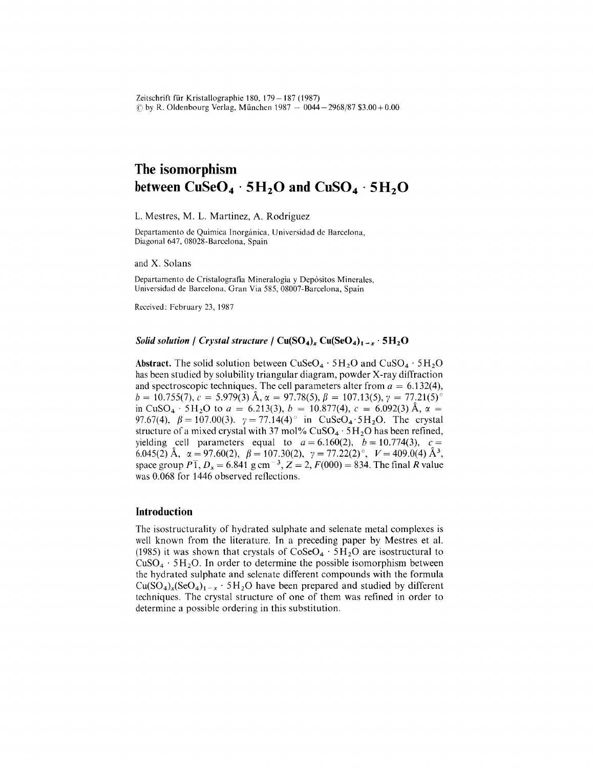# The isomorphism between $CuSeO_4 \cdot 5H_2O$ and $CuSO_4 \cdot 5H_2O$

L. Mestres, M. L. Martinez, A. Rodriguez

Departamento de Quimica Inorgánica, Universidad de Barcelona, Diagonal 647, 08028-Barcelona, Spain

and X. Solans

Departamento de Cristalografía Mineralogía y Depósitos Minerales, Universidad de Barcelona, Gran Via 585, 08007-Barcelona, Spain

Received: February 23, 1987

***Solid solution / Crystal structure / $Cu(SO_4)_x$ $Cu(SeO_4)_{1-x} \cdot 5H_2O$***

**Abstract.** The solid solution between $CuSeO_4 \cdot 5H_2O$ and $CuSO_4 \cdot 5H_2O$ has been studied by solubility triangular diagram, powder X-ray diffraction and spectroscopic techniques. The cell parameters alter from $a = 6.132(4)$, $b = 10.755(7)$, $c = 5.979(3)$ Å, $\alpha = 97.78(5)$, $\beta = 107.13(5)$, $\gamma = 77.21(5)°$ in $CuSO_4 \cdot 5H_2O$ to $a = 6.213(3)$, $b = 10.877(4)$, $c = 6.092(3)$ Å, $\alpha = 97.67(4)$, $\beta = 107.00(3)$, $\gamma = 77.14(4)°$ in $CuSeO_4 \cdot 5H_2O$. The crystal structure of a mixed crystal with 37 mol% $CuSO_4 \cdot 5H_2O$ has been refined, yielding cell parameters equal to $a = 6.160(2)$, $b = 10.774(3)$, $c = 6.045(2)$ Å, $\alpha = 97.60(2)$, $\beta = 107.30(2)$, $\gamma = 77.22(2)°$, $V = 409.0(4)$ Å$^3$, space group $P\bar{1}$, $D_x = 6.841$ g cm$^{-3}$, $Z = 2$, $F(000) = 834$. The final $R$ value was 0.068 for 1446 observed reflections.

## Introduction

The isostructurality of hydrated sulphate and selenate metal complexes is well known from the literature. In a preceding paper by Mestres et al. (1985) it was shown that crystals of $CoSeO_4 \cdot 5H_2O$ are isostructural to $CuSO_4 \cdot 5H_2O$. In order to determine the possible isomorphism between the hydrated sulphate and selenate different compounds with the formula $Cu(SO_4)_x(SeO_4)_{1-x} \cdot 5H_2O$ have been prepared and studied by different techniques. The crystal structure of one of them was refined in order to determine a possible ordering in this substitution.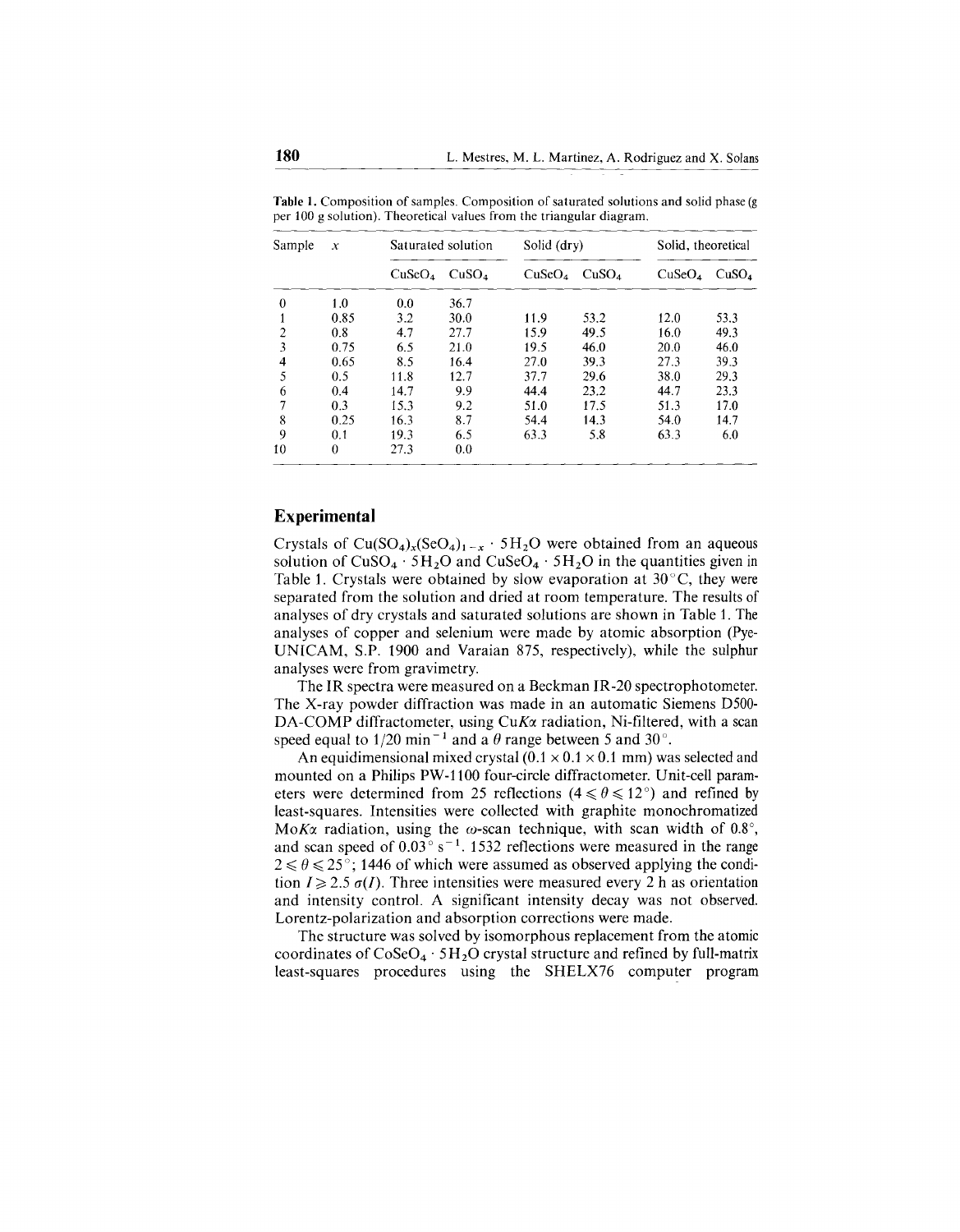**Table 1.** Composition of samples. Composition of saturated solutions and solid phase (g per 100 g solution). Theoretical values from the triangular diagram.

| Sample | $x$ | Saturated solution | | Solid (dry) | | Solid, theoretical | |
|---|---|---|---|---|---|---|---|
| | | $CuSeO_4$ | $CuSO_4$ | $CuSeO_4$ | $CuSO_4$ | $CuSeO_4$ | $CuSO_4$ |
| 0 | 1.0 | 0.0 | 36.7 | | | | |
| 1 | 0.85 | 3.2 | 30.0 | 11.9 | 53.2 | 12.0 | 53.3 |
| 2 | 0.8 | 4.7 | 27.7 | 15.9 | 49.5 | 16.0 | 49.3 |
| 3 | 0.75 | 6.5 | 21.0 | 19.5 | 46.0 | 20.0 | 46.0 |
| 4 | 0.65 | 8.5 | 16.4 | 27.0 | 39.3 | 27.3 | 39.3 |
| 5 | 0.5 | 11.8 | 12.7 | 37.7 | 29.6 | 38.0 | 29.3 |
| 6 | 0.4 | 14.7 | 9.9 | 44.4 | 23.2 | 44.7 | 23.3 |
| 7 | 0.3 | 15.3 | 9.2 | 51.0 | 17.5 | 51.3 | 17.0 |
| 8 | 0.25 | 16.3 | 8.7 | 54.4 | 14.3 | 54.0 | 14.7 |
| 9 | 0.1 | 19.3 | 6.5 | 63.3 | 5.8 | 63.3 | 6.0 |
| 10 | 0 | 27.3 | 0.0 | | | | |

## Experimental

Crystals of $Cu(SO_4)_x(SeO_4)_{1-x} \cdot 5H_2O$ were obtained from an aqueous solution of $CuSO_4 \cdot 5H_2O$ and $CuSeO_4 \cdot 5H_2O$ in the quantities given in Table 1. Crystals were obtained by slow evaporation at 30 °C, they were separated from the solution and dried at room temperature. The results of analyses of dry crystals and saturated solutions are shown in Table 1. The analyses of copper and selenium were made by atomic absorption (Pye-UNICAM, S.P. 1900 and Varaian 875, respectively), while the sulphur analyses were from gravimetry.

The IR spectra were measured on a Beckman IR-20 spectrophotometer. The X-ray powder diffraction was made in an automatic Siemens D500-DA-COMP diffractometer, using Cu*Kα* radiation, Ni-filtered, with a scan speed equal to 1/20 $\min^{-1}$ and a $\theta$ range between 5 and 30°.

An equidimensional mixed crystal (0.1 × 0.1 × 0.1 mm) was selected and mounted on a Philips PW-1100 four-circle diffractometer. Unit-cell parameters were determined from 25 reflections ($4 \leqslant \theta \leqslant 12°$) and refined by least-squares. Intensities were collected with graphite monochromatized Mo*Kα* radiation, using the $\omega$-scan technique, with scan width of 0.8°, and scan speed of 0.03° $s^{-1}$. 1532 reflections were measured in the range $2 \leqslant \theta \leqslant 25°$; 1446 of which were assumed as observed applying the condition $I \geqslant 2.5\,\sigma(I)$. Three intensities were measured every 2 h as orientation and intensity control. A significant intensity decay was not observed. Lorentz-polarization and absorption corrections were made.

The structure was solved by isomorphous replacement from the atomic coordinates of $CoSeO_4 \cdot 5H_2O$ crystal structure and refined by full-matrix least-squares procedures using the SHELX76 computer program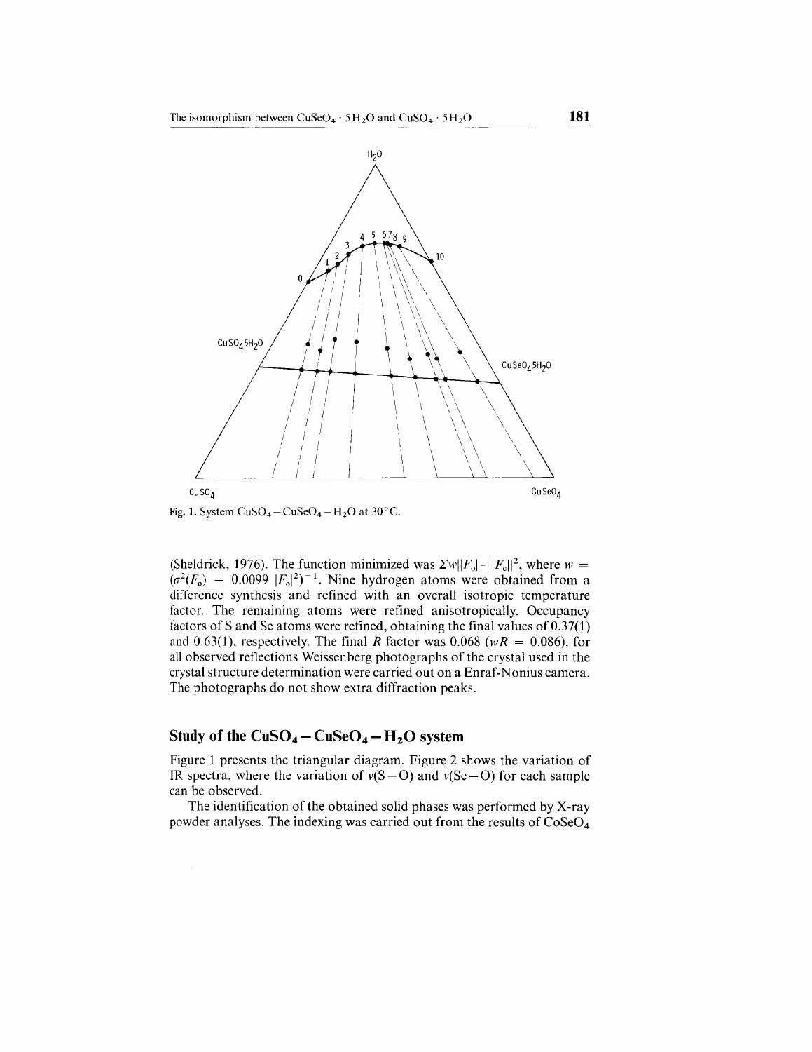Fig. 1. System $CuSO_4 - CuSeO_4 - H_2O$ at 30 °C.

(Sheldrick, 1976). The function minimized was $\Sigma w||F_o| - |F_c||^2$, where $w = (\sigma^2(F_o) + 0.0099 |F_o|^2)^{-1}$. Nine hydrogen atoms were obtained from a difference synthesis and refined with an overall isotropic temperature factor. The remaining atoms were refined anisotropically. Occupancy factors of S and Se atoms were refined, obtaining the final values of 0.37(1) and 0.63(1), respectively. The final $R$ factor was 0.068 ($wR$ = 0.086), for all observed reflections Weissenberg photographs of the crystal used in the crystal structure determination were carried out on a Enraf-Nonius camera. The photographs do not show extra diffraction peaks.

## Study of the $CuSO_4 - CuSeO_4 - H_2O$ system

Figure 1 presents the triangular diagram. Figure 2 shows the variation of IR spectra, where the variation of $\nu$(S–O) and $\nu$(Se–O) for each sample can be observed.

The identification of the obtained solid phases was performed by X-ray powder analyses. The indexing was carried out from the results of $CoSeO_4$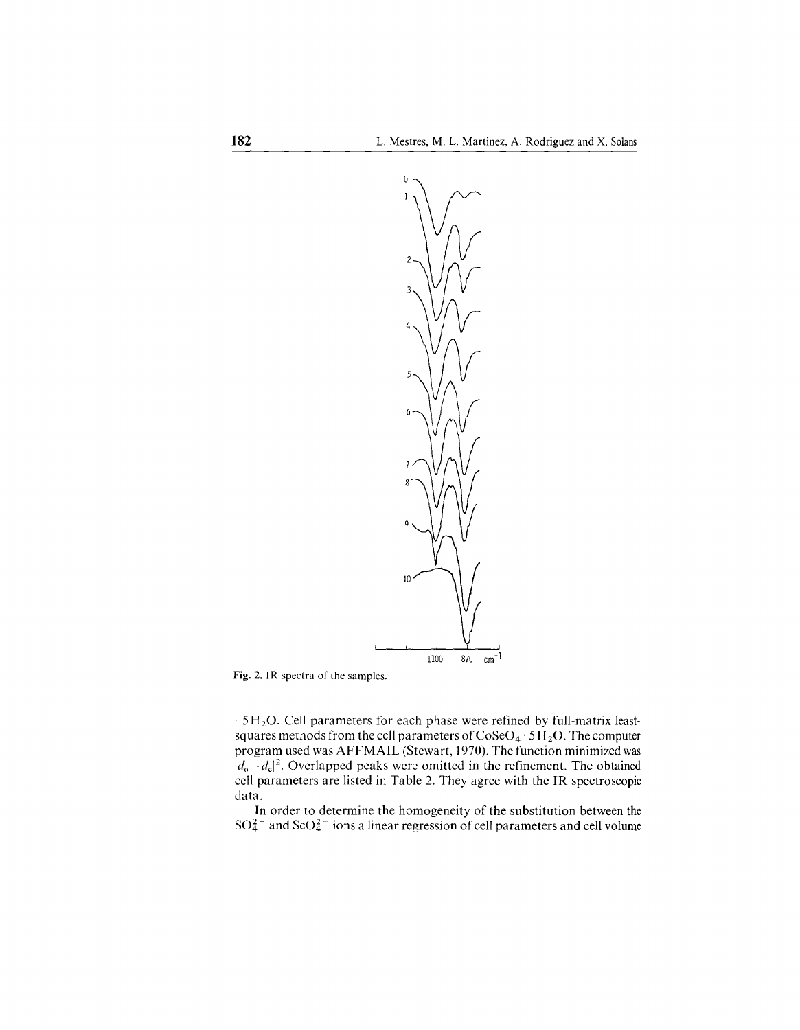Fig. 2. IR spectra of the samples.

$\cdot$ $5H_2O$. Cell parameters for each phase were refined by full-matrix least-squares methods from the cell parameters of $CoSeO_4 \cdot 5H_2O$. The computer program used was AFFMAIL (Stewart, 1970). The function minimized was $|d_o - d_c|^2$. Overlapped peaks were omitted in the refinement. The obtained cell parameters are listed in Table 2. They agree with the IR spectroscopic data.

In order to determine the homogeneity of the substitution between the $SO_4^{2-}$ and $SeO_4^{2-}$ ions a linear regression of cell parameters and cell volume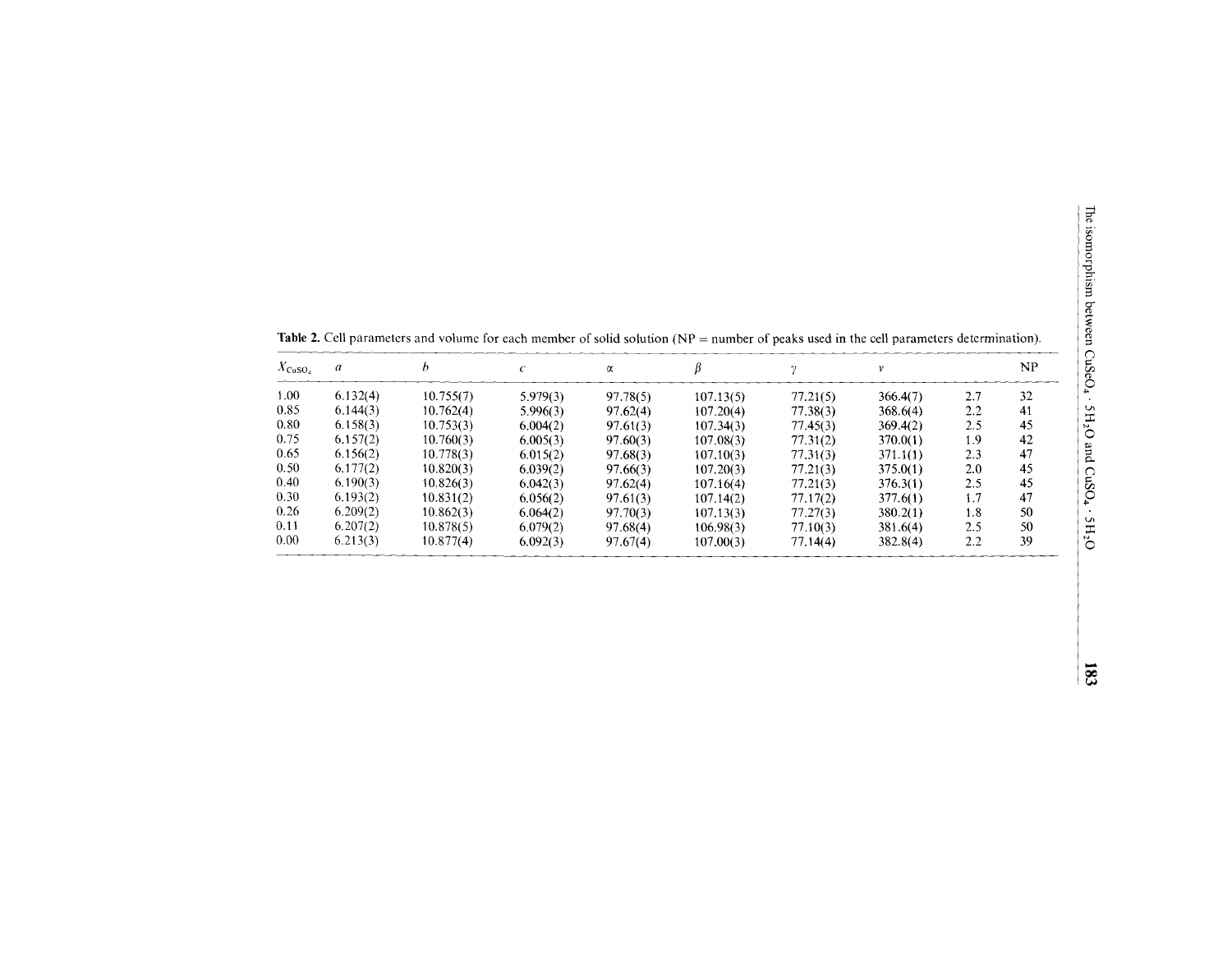**Table 2.** Cell parameters and volume for each member of solid solution (NP = number of peaks used in the cell parameters determination).

| $X_{CuSO_4}$ | $a$ | $b$ | $c$ | $\alpha$ | $\beta$ | $\gamma$ | $V$ | | NP |
|---|---|---|---|---|---|---|---|---|---|
| 1.00 | 6.132(4) | 10.755(7) | 5.979(3) | 97.78(5) | 107.13(5) | 77.21(5) | 366.4(7) | 2.7 | 32 |
| 0.85 | 6.144(3) | 10.762(4) | 5.996(3) | 97.62(4) | 107.20(4) | 77.38(3) | 368.6(4) | 2.2 | 41 |
| 0.80 | 6.158(3) | 10.753(3) | 6.004(2) | 97.61(3) | 107.34(3) | 77.45(3) | 369.4(2) | 2.5 | 45 |
| 0.75 | 6.157(2) | 10.760(3) | 6.005(3) | 97.60(3) | 107.08(3) | 77.31(2) | 370.0(1) | 1.9 | 42 |
| 0.65 | 6.156(2) | 10.778(3) | 6.015(2) | 97.68(3) | 107.10(3) | 77.31(3) | 371.1(1) | 2.3 | 47 |
| 0.50 | 6.177(2) | 10.820(3) | 6.039(2) | 97.66(3) | 107.20(3) | 77.21(3) | 375.0(1) | 2.0 | 45 |
| 0.40 | 6.190(3) | 10.826(3) | 6.042(3) | 97.62(4) | 107.16(4) | 77.21(3) | 376.3(1) | 2.5 | 45 |
| 0.30 | 6.193(2) | 10.831(2) | 6.056(2) | 97.61(3) | 107.14(2) | 77.17(2) | 377.6(1) | 1.7 | 47 |
| 0.26 | 6.209(2) | 10.862(3) | 6.064(2) | 97.70(3) | 107.13(3) | 77.27(3) | 380.2(1) | 1.8 | 50 |
| 0.11 | 6.207(2) | 10.878(5) | 6.079(2) | 97.68(4) | 106.98(3) | 77.10(3) | 381.6(4) | 2.5 | 50 |
| 0.00 | 6.213(3) | 10.877(4) | 6.092(3) | 97.67(4) | 107.00(3) | 77.14(4) | 382.8(4) | 2.2 | 39 |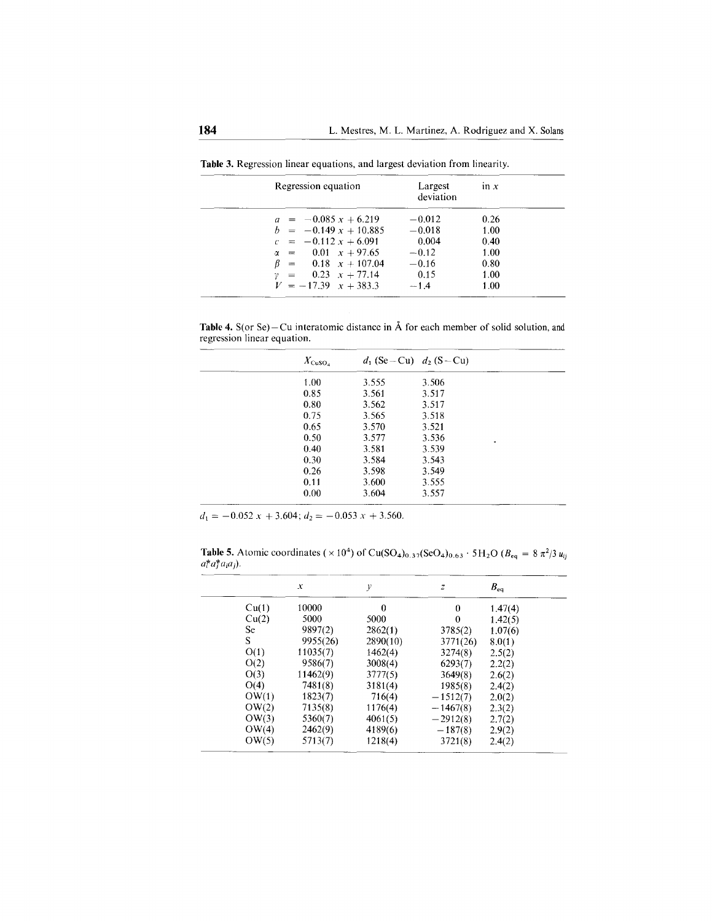**Table 3.** Regression linear equations, and largest deviation from linearity.

| Regression equation | Largest deviation | in $x$ |
|---|---|---|
| $a = -0.085\,x + 6.219$ | −0.012 | 0.26 |
| $b = -0.149\,x + 10.885$ | −0.018 | 1.00 |
| $c = -0.112\,x + 6.091$ | 0.004 | 0.40 |
| $\alpha = 0.01\ \ x + 97.65$ | −0.12 | 1.00 |
| $\beta = 0.18\ \ x + 107.04$ | −0.16 | 0.80 |
| $\gamma = 0.23\ \ x + 77.14$ | 0.15 | 1.00 |
| $V = -17.39\ \ x + 383.3$ | −1.4 | 1.00 |

**Table 4.** S(or Se)−Cu interatomic distance in Å for each member of solid solution, and regression linear equation.

| $X_{CuSO_4}$ | $d_1$ (Se−Cu) | $d_2$ (S−Cu) |
|---|---|---|
| 1.00 | 3.555 | 3.506 |
| 0.85 | 3.561 | 3.517 |
| 0.80 | 3.562 | 3.517 |
| 0.75 | 3.565 | 3.518 |
| 0.65 | 3.570 | 3.521 |
| 0.50 | 3.577 | 3.536 |
| 0.40 | 3.581 | 3.539 |
| 0.30 | 3.584 | 3.543 |
| 0.26 | 3.598 | 3.549 |
| 0.11 | 3.600 | 3.555 |
| 0.00 | 3.604 | 3.557 |

$d_1 = -0.052\,x + 3.604$; $d_2 = -0.053\,x + 3.560$.

**Table 5.** Atomic coordinates ($\times 10^4$) of $Cu(SO_4)_{0.37}(SeO_4)_{0.63} \cdot 5H_2O$ ($B_{eq} = 8\,\pi^2/3\, u_{ij}\, a_i^* a_j^* a_i a_j$).

| | $x$ | $y$ | $z$ | $B_{eq}$ |
|---|---|---|---|---|
| Cu(1) | 10000 | 0 | 0 | 1.47(4) |
| Cu(2) | 5000 | 5000 | 0 | 1.42(5) |
| Se | 9897(2) | 2862(1) | 3785(2) | 1.07(6) |
| S | 9955(26) | 2890(10) | 3771(26) | 8.0(1) |
| O(1) | 11035(7) | 1462(4) | 3274(8) | 2.5(2) |
| O(2) | 9586(7) | 3008(4) | 6293(7) | 2.2(2) |
| O(3) | 11462(9) | 3777(5) | 3649(8) | 2.6(2) |
| O(4) | 7481(8) | 3181(4) | 1985(8) | 2.4(2) |
| OW(1) | 1823(7) | 716(4) | −1512(7) | 2.0(2) |
| OW(2) | 7135(8) | 1176(4) | −1467(8) | 2.3(2) |
| OW(3) | 5360(7) | 4061(5) | −2912(8) | 2.7(2) |
| OW(4) | 2462(9) | 4189(6) | −187(8) | 2.9(2) |
| OW(5) | 5713(7) | 1218(4) | 3721(8) | 2.4(2) |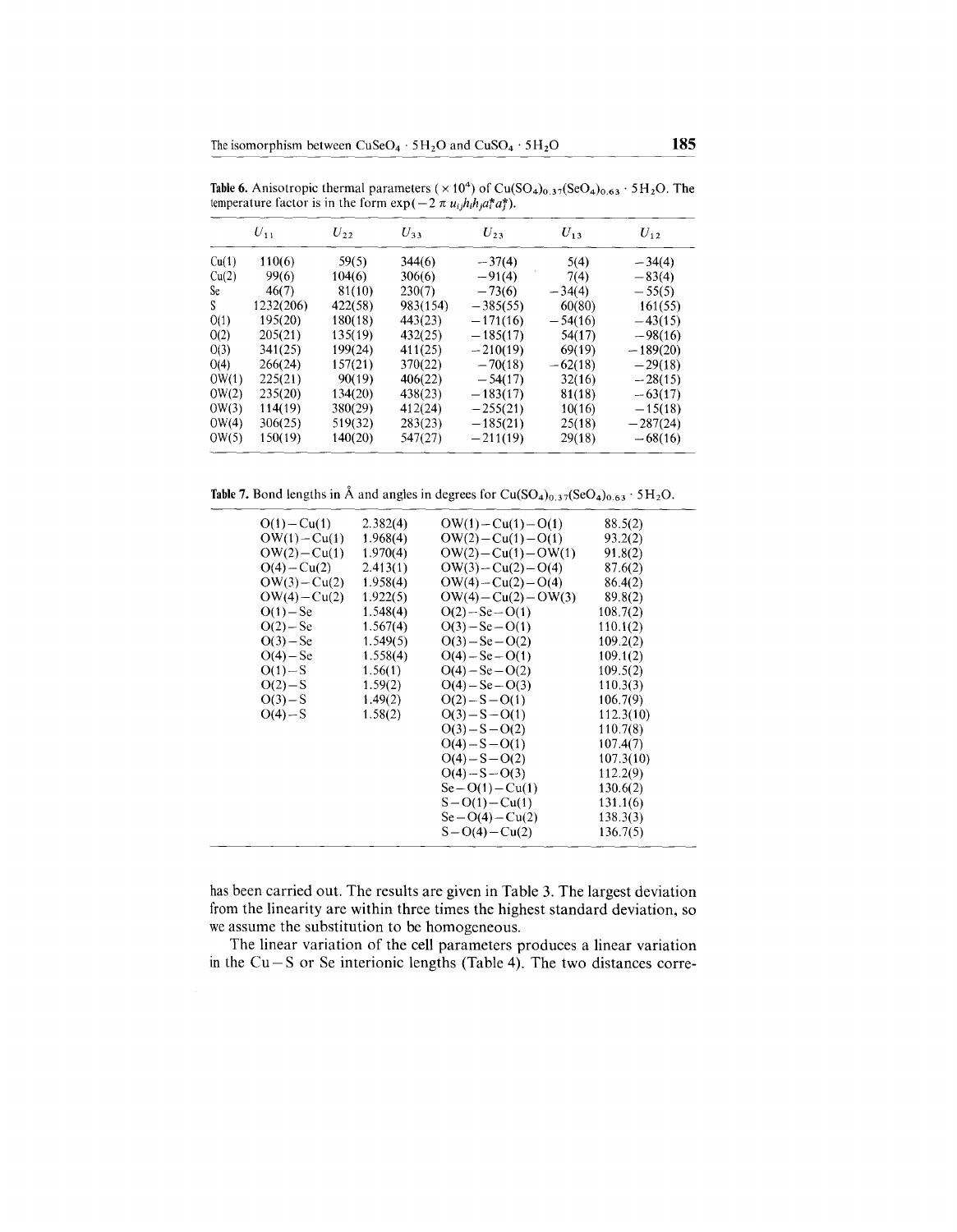**Table 6.** Anisotropic thermal parameters ($\times 10^4$) of $Cu(SO_4)_{0.37}(SeO_4)_{0.63} \cdot 5H_2O$. The temperature factor is in the form $\exp(-2\pi u_{ij}h_ih_ja_i^*a_j^*)$.

| | $U_{11}$ | $U_{22}$ | $U_{33}$ | $U_{23}$ | $U_{13}$ | $U_{12}$ |
|---|---|---|---|---|---|---|
| Cu(1) | 110(6) | 59(5) | 344(6) | −37(4) | 5(4) | −34(4) |
| Cu(2) | 99(6) | 104(6) | 306(6) | −91(4) | 7(4) | −83(4) |
| Se | 46(7) | 81(10) | 230(7) | −73(6) | −34(4) | −55(5) |
| S | 1232(206) | 422(58) | 983(154) | −385(55) | 60(80) | 161(55) |
| O(1) | 195(20) | 180(18) | 443(23) | −171(16) | −54(16) | −43(15) |
| O(2) | 205(21) | 135(19) | 432(25) | −185(17) | 54(17) | −98(16) |
| O(3) | 341(25) | 199(24) | 411(25) | −210(19) | 69(19) | −189(20) |
| O(4) | 266(24) | 157(21) | 370(22) | −70(18) | −62(18) | −29(18) |
| OW(1) | 225(21) | 90(19) | 406(22) | −54(17) | 32(16) | −28(15) |
| OW(2) | 235(20) | 134(20) | 438(23) | −183(17) | 81(18) | −63(17) |
| OW(3) | 114(19) | 380(29) | 412(24) | −255(21) | 10(16) | −15(18) |
| OW(4) | 306(25) | 519(32) | 283(23) | −185(21) | 25(18) | −287(24) |
| OW(5) | 150(19) | 140(20) | 547(27) | −211(19) | 29(18) | −68(16) |

**Table 7.** Bond lengths in Å and angles in degrees for $Cu(SO_4)_{0.37}(SeO_4)_{0.63} \cdot 5H_2O$.

| Bond | Length (Å) | Angle | Degrees |
|---|---|---|---|
| O(1)−Cu(1) | 2.382(4) | OW(1)−Cu(1)−O(1) | 88.5(2) |
| OW(1)−Cu(1) | 1.968(4) | OW(2)−Cu(1)−O(1) | 93.2(2) |
| OW(2)−Cu(1) | 1.970(4) | OW(2)−Cu(1)−OW(1) | 91.8(2) |
| O(4)−Cu(2) | 2.413(1) | OW(3)−Cu(2)−O(4) | 87.6(2) |
| OW(3)−Cu(2) | 1.958(4) | OW(4)−Cu(2)−O(4) | 86.4(2) |
| OW(4)−Cu(2) | 1.922(5) | OW(4)−Cu(2)−OW(3) | 89.8(2) |
| O(1)−Se | 1.548(4) | O(2)−Se−O(1) | 108.7(2) |
| O(2)−Se | 1.567(4) | O(3)−Se−O(1) | 110.1(2) |
| O(3)−Se | 1.549(5) | O(3)−Se−O(2) | 109.2(2) |
| O(4)−Se | 1.558(4) | O(4)−Se−O(1) | 109.1(2) |
| O(1)−S | 1.56(1) | O(4)−Se−O(2) | 109.5(2) |
| O(2)−S | 1.59(2) | O(4)−Se−O(3) | 110.3(3) |
| O(3)−S | 1.49(2) | O(2)−S−O(1) | 106.7(9) |
| O(4)−S | 1.58(2) | O(3)−S−O(1) | 112.3(10) |
| | | O(3)−S−O(2) | 110.7(8) |
| | | O(4)−S−O(1) | 107.4(7) |
| | | O(4)−S−O(2) | 107.3(10) |
| | | O(4)−S−O(3) | 112.2(9) |
| | | Se−O(1)−Cu(1) | 130.6(2) |
| | | S−O(1)−Cu(1) | 131.1(6) |
| | | Se−O(4)−Cu(2) | 138.3(3) |
| | | S−O(4)−Cu(2) | 136.7(5) |

has been carried out. The results are given in Table 3. The largest deviation from the linearity are within three times the highest standard deviation, so we assume the substitution to be homogeneous.

The linear variation of the cell parameters produces a linear variation in the Cu − S or Se interionic lengths (Table 4). The two distances corre-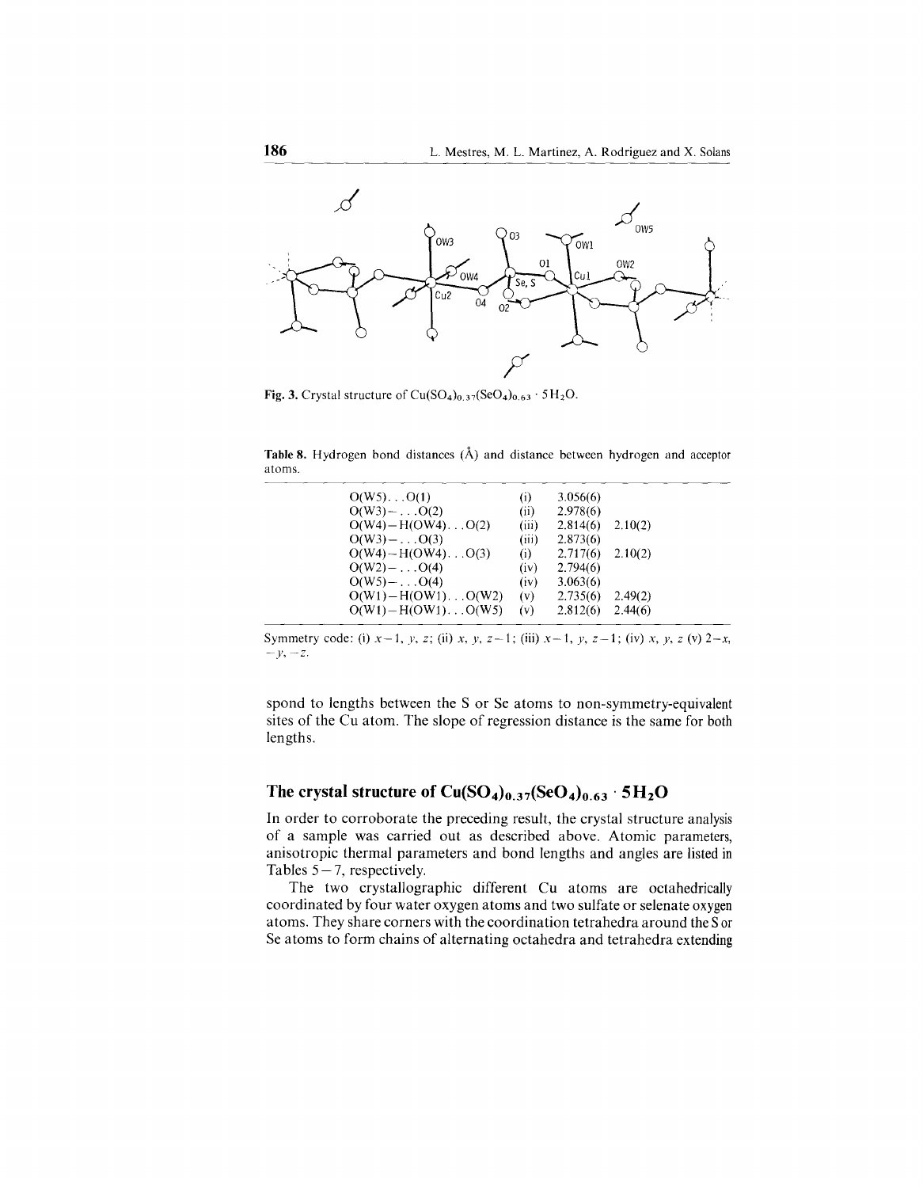Fig. 3. Crystal structure of $Cu(SO_4)_{0.37}(SeO_4)_{0.63} \cdot 5H_2O$.

**Table 8.** Hydrogen bond distances (Å) and distance between hydrogen and acceptor atoms.

| | | | |
|---|---|---|---|
| O(W5)...O(1) | (i) | 3.056(6) | |
| O(W3)–...O(2) | (ii) | 2.978(6) | |
| O(W4)–H(OW4)...O(2) | (iii) | 2.814(6) | 2.10(2) |
| O(W3)–...O(3) | (iii) | 2.873(6) | |
| O(W4)–H(OW4)...O(3) | (i) | 2.717(6) | 2.10(2) |
| O(W2)–...O(4) | (iv) | 2.794(6) | |
| O(W5)–...O(4) | (iv) | 3.063(6) | |
| O(W1)–H(OW1)...O(W2) | (v) | 2.735(6) | 2.49(2) |
| O(W1)–H(OW1)...O(W5) | (v) | 2.812(6) | 2.44(6) |

Symmetry code: (i) $x-1, y, z$; (ii) $x, y, z-1$; (iii) $x-1, y, z-1$; (iv) $x, y, z$ (v) $2-x, -y, -z$.

spond to lengths between the S or Se atoms to non-symmetry-equivalent sites of the Cu atom. The slope of regression distance is the same for both lengths.

## The crystal structure of $Cu(SO_4)_{0.37}(SeO_4)_{0.63} \cdot 5H_2O$

In order to corroborate the preceding result, the crystal structure analysis of a sample was carried out as described above. Atomic parameters, anisotropic thermal parameters and bond lengths and angles are listed in Tables 5–7, respectively.

The two crystallographic different Cu atoms are octahedrically coordinated by four water oxygen atoms and two sulfate or selenate oxygen atoms. They share corners with the coordination tetrahedra around the S or Se atoms to form chains of alternating octahedra and tetrahedra extending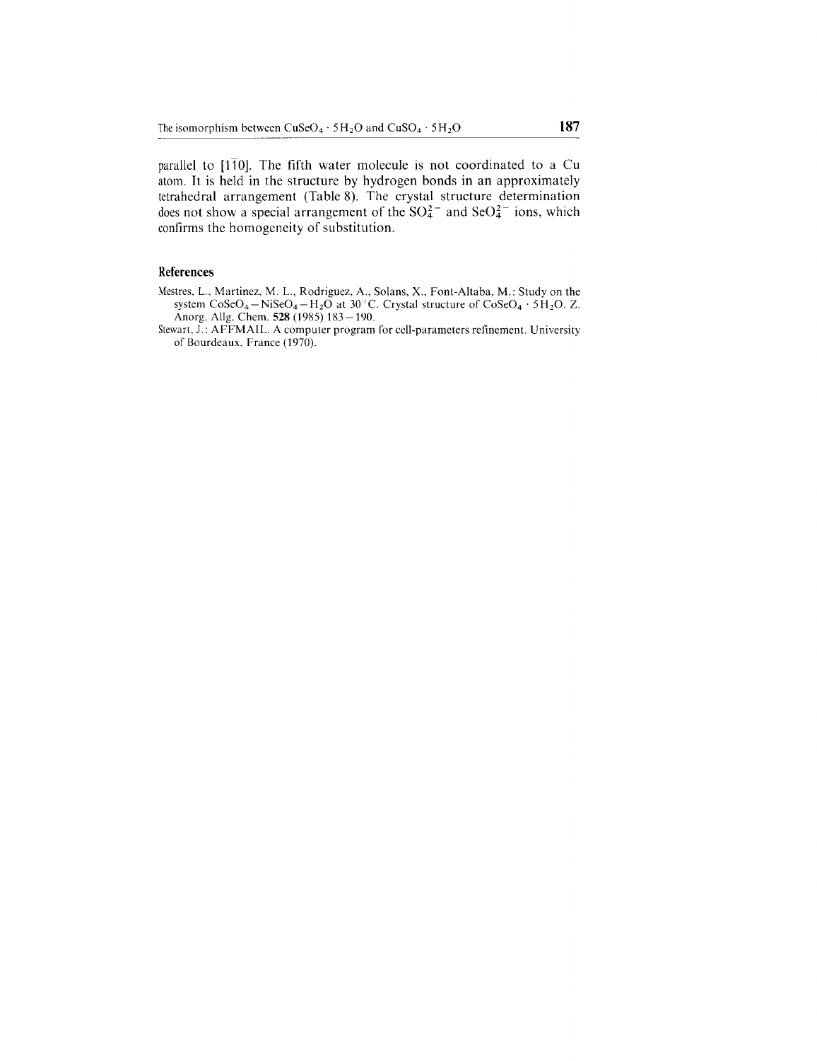parallel to $[1\bar{1}0]$. The fifth water molecule is not coordinated to a Cu atom. It is held in the structure by hydrogen bonds in an approximately tetrahedral arrangement (Table 8). The crystal structure determination does not show a special arrangement of the $SO_4^{2-}$ and $SeO_4^{2-}$ ions, which confirms the homogeneity of substitution.

## References

Mestres, L., Martinez, M. L., Rodriguez, A., Solans, X., Font-Altaba, M.: Study on the system $CoSeO_4-NiSeO_4-H_2O$ at 30 °C. Crystal structure of $CoSeO_4 \cdot 5H_2O$. Z. Anorg. Allg. Chem. **528** (1985) 183–190.

Stewart, J.: AFFMAIL. A computer program for cell-parameters refinement. University of Bourdeaux, France (1970).